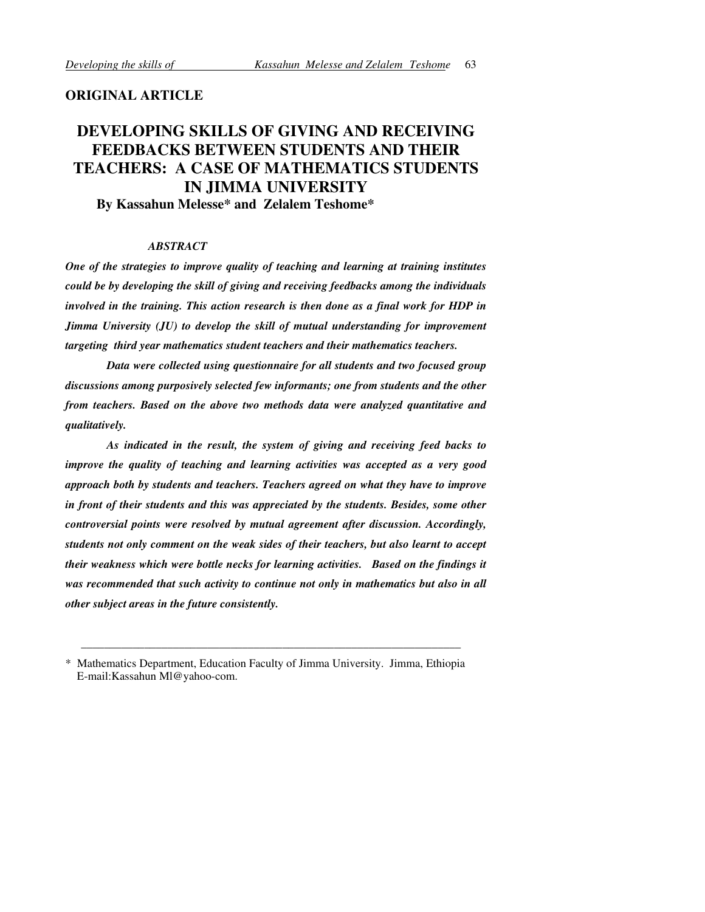**ORIGINAL ARTICLE**

# DEVELOPING SKILLS OF GIVING AND RECEIVING FEEDBACKS BETWEEN STUDENTS AND THEIR TEACHERS: A CASE OF MATHEMATICS STUDENTS IN JIMMA UNIVERSITY

**By Kassahun Melesse* and Zelalem Teshome***

***ABSTRACT***

***One of the strategies to improve quality of teaching and learning at training institutes could be by developing the skill of giving and receiving feedbacks among the individuals involved in the training. This action research is then done as a final work for HDP in Jimma University (JU) to develop the skill of mutual understanding for improvement targeting third year mathematics student teachers and their mathematics teachers.***

***Data were collected using questionnaire for all students and two focused group discussions among purposively selected few informants; one from students and the other from teachers. Based on the above two methods data were analyzed quantitative and qualitatively.***

***As indicated in the result, the system of giving and receiving feed backs to improve the quality of teaching and learning activities was accepted as a very good approach both by students and teachers. Teachers agreed on what they have to improve in front of their students and this was appreciated by the students. Besides, some other controversial points were resolved by mutual agreement after discussion. Accordingly, students not only comment on the weak sides of their teachers, but also learnt to accept their weakness which were bottle necks for learning activities. Based on the findings it was recommended that such activity to continue not only in mathematics but also in all other subject areas in the future consistently.***

---

\* Mathematics Department, Education Faculty of Jimma University. Jimma, Ethiopia
E-mail:Kassahun Ml@yahoo-com.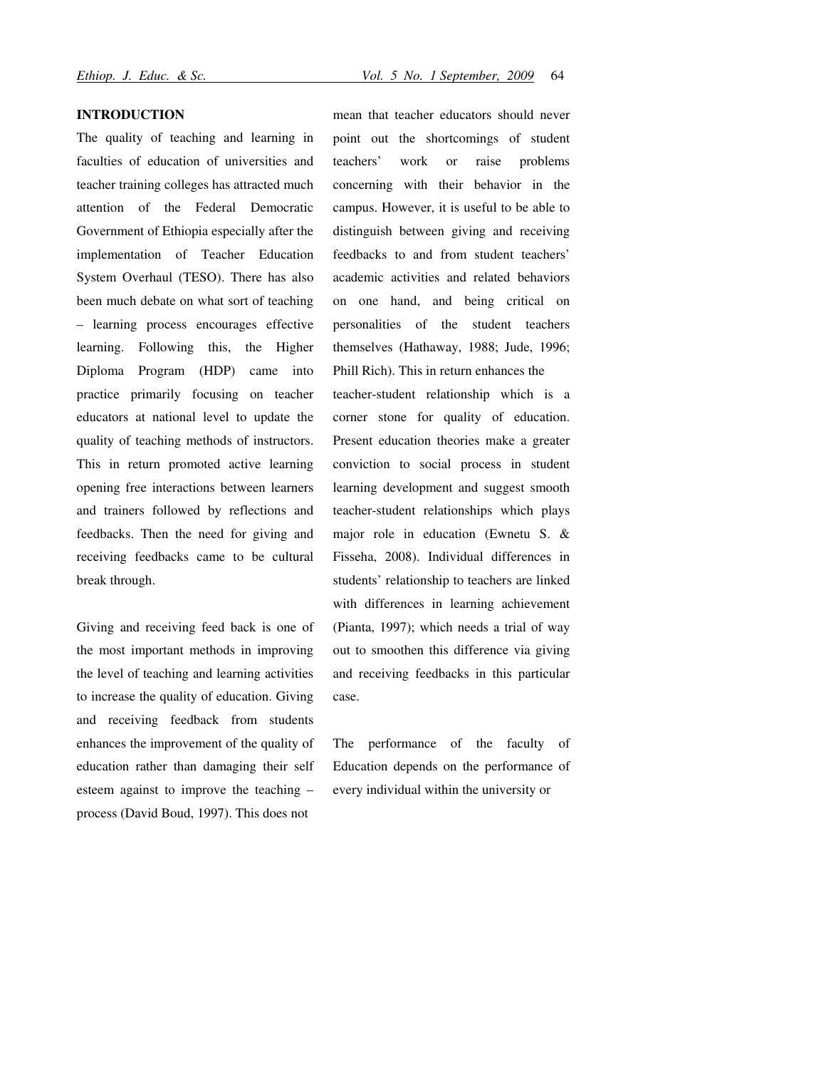## INTRODUCTION

The quality of teaching and learning in faculties of education of universities and teacher training colleges has attracted much attention of the Federal Democratic Government of Ethiopia especially after the implementation of Teacher Education System Overhaul (TESO). There has also been much debate on what sort of teaching – learning process encourages effective learning. Following this, the Higher Diploma Program (HDP) came into practice primarily focusing on teacher educators at national level to update the quality of teaching methods of instructors. This in return promoted active learning opening free interactions between learners and trainers followed by reflections and feedbacks. Then the need for giving and receiving feedbacks came to be cultural break through.

Giving and receiving feed back is one of the most important methods in improving the level of teaching and learning activities to increase the quality of education. Giving and receiving feedback from students enhances the improvement of the quality of education rather than damaging their self esteem against to improve the teaching – process (David Boud, 1997). This does not mean that teacher educators should never point out the shortcomings of student teachers' work or raise problems concerning with their behavior in the campus. However, it is useful to be able to distinguish between giving and receiving feedbacks to and from student teachers' academic activities and related behaviors on one hand, and being critical on personalities of the student teachers themselves (Hathaway, 1988; Jude, 1996; Phill Rich). This in return enhances the teacher-student relationship which is a corner stone for quality of education. Present education theories make a greater conviction to social process in student learning development and suggest smooth teacher-student relationships which plays major role in education (Ewnetu S. & Fisseha, 2008). Individual differences in students' relationship to teachers are linked with differences in learning achievement (Pianta, 1997); which needs a trial of way out to smoothen this difference via giving and receiving feedbacks in this particular case.

The performance of the faculty of Education depends on the performance of every individual within the university or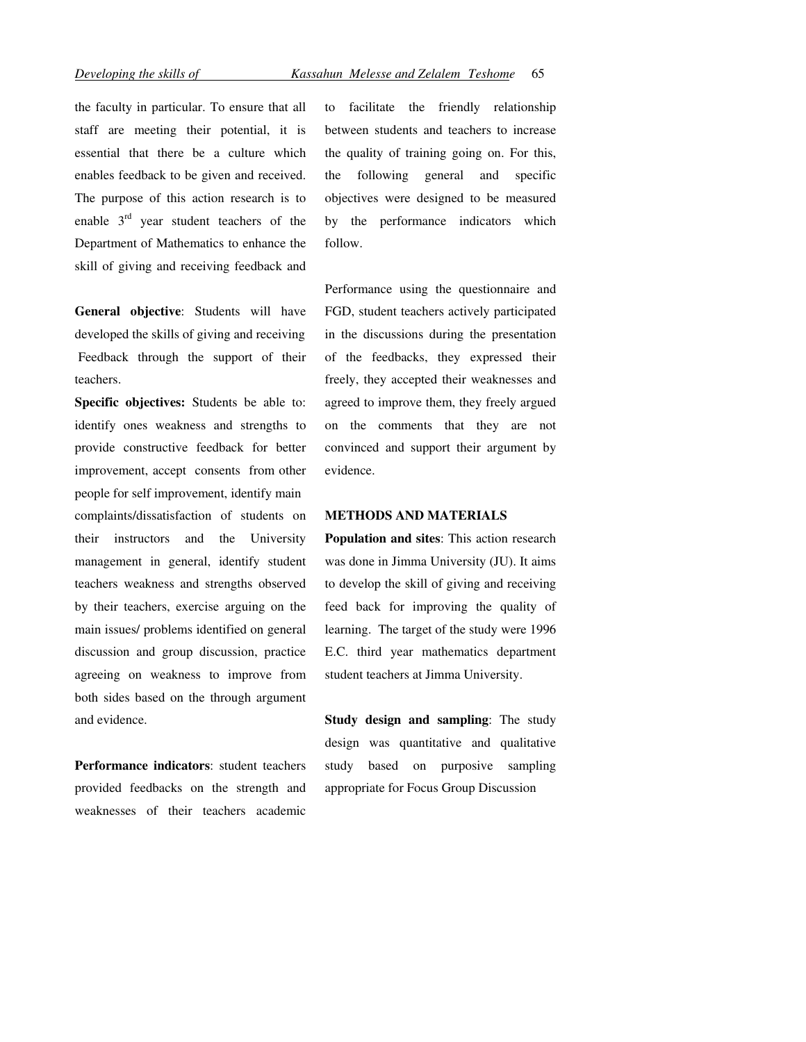the faculty in particular. To ensure that all staff are meeting their potential, it is essential that there be a culture which enables feedback to be given and received. The purpose of this action research is to enable 3rd year student teachers of the Department of Mathematics to enhance the skill of giving and receiving feedback and to facilitate the friendly relationship between students and teachers to increase the quality of training going on. For this, the following general and specific objectives were designed to be measured by the performance indicators which follow.

**General objective**: Students will have developed the skills of giving and receiving Feedback through the support of their teachers.

**Specific objectives:** Students be able to: identify ones weakness and strengths to provide constructive feedback for better improvement, accept consents from other people for self improvement, identify main complaints/dissatisfaction of students on their instructors and the University management in general, identify student teachers weakness and strengths observed by their teachers, exercise arguing on the main issues/ problems identified on general discussion and group discussion, practice agreeing on weakness to improve from both sides based on the through argument and evidence.

**Performance indicators**: student teachers provided feedbacks on the strength and weaknesses of their teachers academic

Performance using the questionnaire and FGD, student teachers actively participated in the discussions during the presentation of the feedbacks, they expressed their freely, they accepted their weaknesses and agreed to improve them, they freely argued on the comments that they are not convinced and support their argument by evidence.

## METHODS AND MATERIALS

**Population and sites**: This action research was done in Jimma University (JU). It aims to develop the skill of giving and receiving feed back for improving the quality of learning. The target of the study were 1996 E.C. third year mathematics department student teachers at Jimma University.

**Study design and sampling**: The study design was quantitative and qualitative study based on purposive sampling appropriate for Focus Group Discussion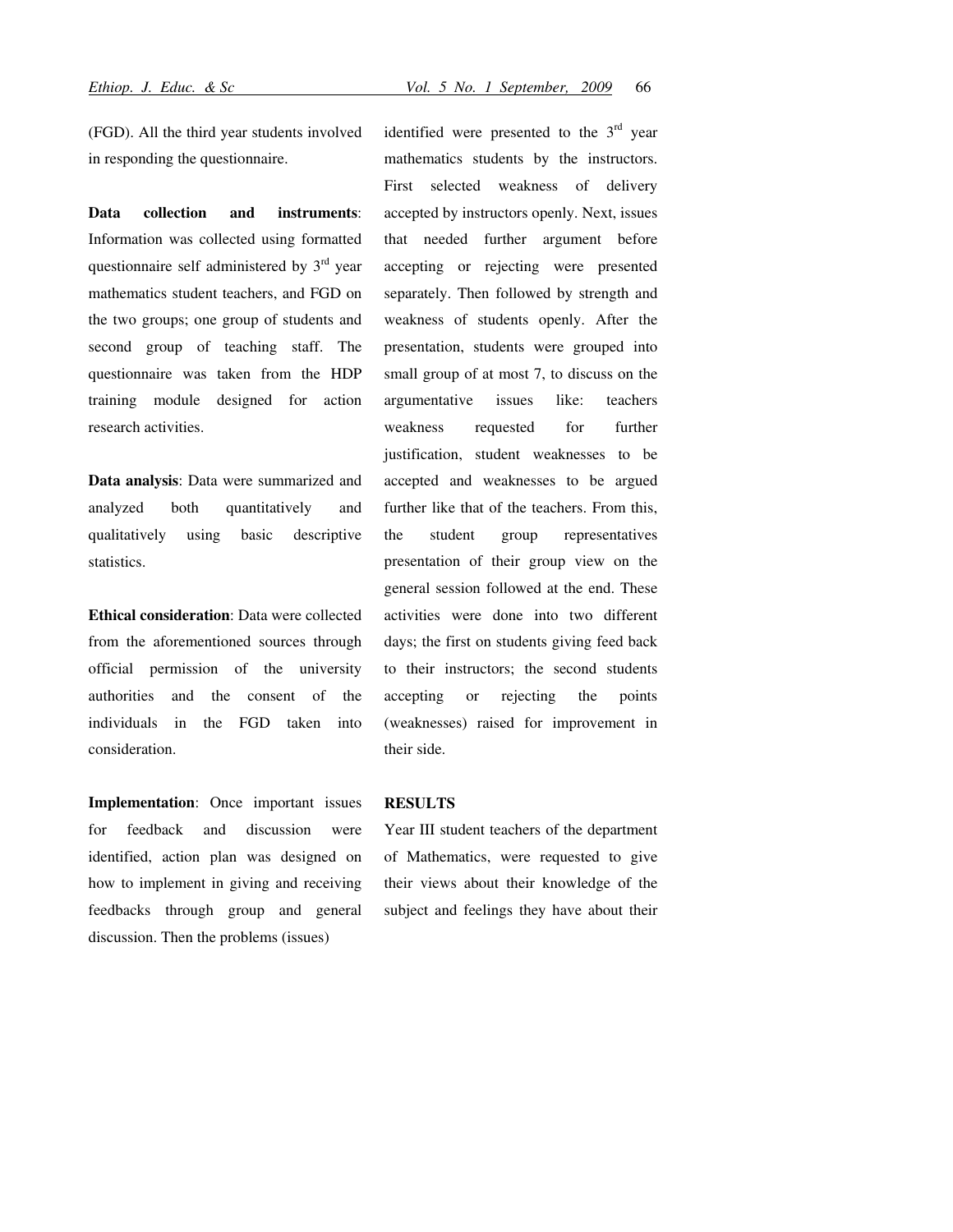(FGD). All the third year students involved in responding the questionnaire.

**Data collection and instruments**: Information was collected using formatted questionnaire self administered by 3rd year mathematics student teachers, and FGD on the two groups; one group of students and second group of teaching staff. The questionnaire was taken from the HDP training module designed for action research activities.

**Data analysis**: Data were summarized and analyzed both quantitatively and qualitatively using basic descriptive statistics.

**Ethical consideration**: Data were collected from the aforementioned sources through official permission of the university authorities and the consent of the individuals in the FGD taken into consideration.

**Implementation**: Once important issues for feedback and discussion were identified, action plan was designed on how to implement in giving and receiving feedbacks through group and general discussion. Then the problems (issues) identified were presented to the 3rd year mathematics students by the instructors. First selected weakness of delivery accepted by instructors openly. Next, issues that needed further argument before accepting or rejecting were presented separately. Then followed by strength and weakness of students openly. After the presentation, students were grouped into small group of at most 7, to discuss on the argumentative issues like: teachers weakness requested for further justification, student weaknesses to be accepted and weaknesses to be argued further like that of the teachers. From this, the student group representatives presentation of their group view on the general session followed at the end. These activities were done into two different days; the first on students giving feed back to their instructors; the second students accepting or rejecting the points (weaknesses) raised for improvement in their side.

## RESULTS

Year III student teachers of the department of Mathematics, were requested to give their views about their knowledge of the subject and feelings they have about their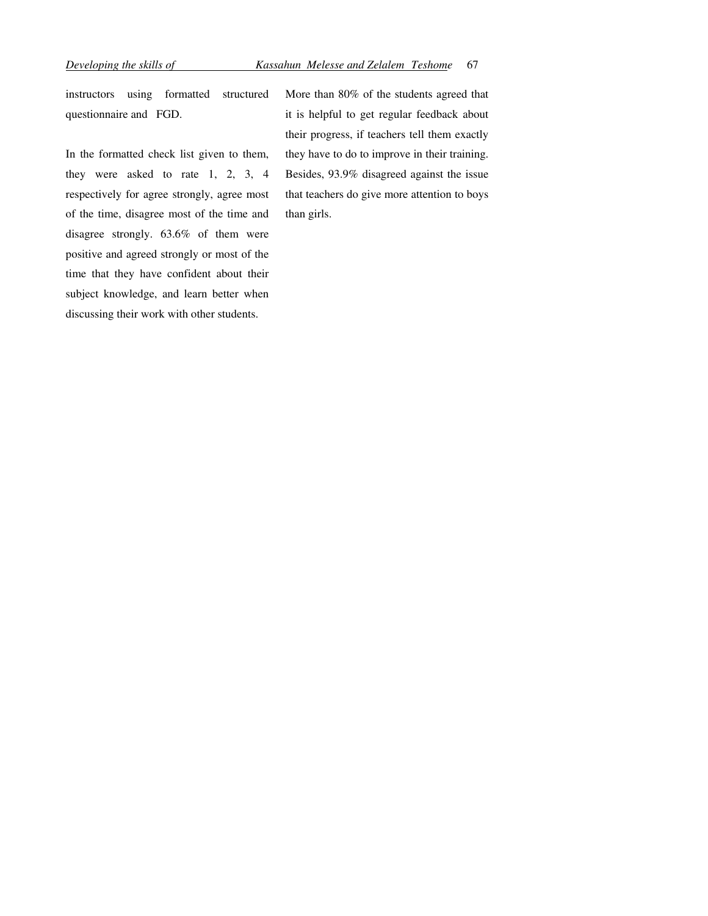instructors using formatted structured questionnaire and FGD.

In the formatted check list given to them, they were asked to rate 1, 2, 3, 4 respectively for agree strongly, agree most of the time, disagree most of the time and disagree strongly. 63.6% of them were positive and agreed strongly or most of the time that they have confident about their subject knowledge, and learn better when discussing their work with other students.

More than 80% of the students agreed that it is helpful to get regular feedback about their progress, if teachers tell them exactly they have to do to improve in their training. Besides, 93.9% disagreed against the issue that teachers do give more attention to boys than girls.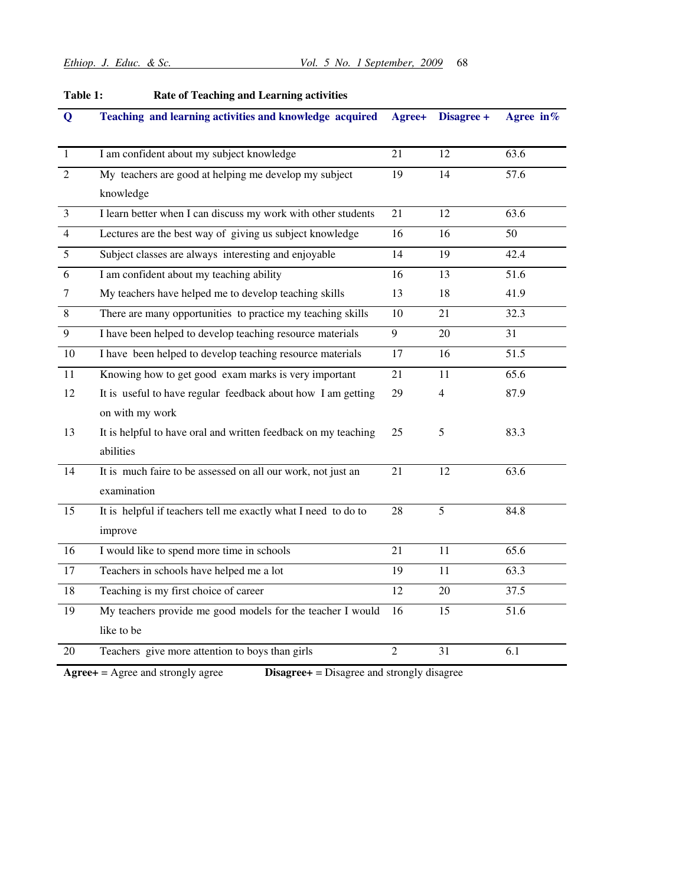**Table 1: Rate of Teaching and Learning activities**

| Q | Teaching and learning activities and knowledge acquired | Agree+ | Disagree + | Agree in% |
|---|---|---|---|---|
| 1 | I am confident about my subject knowledge | 21 | 12 | 63.6 |
| 2 | My teachers are good at helping me develop my subject knowledge | 19 | 14 | 57.6 |
| 3 | I learn better when I can discuss my work with other students | 21 | 12 | 63.6 |
| 4 | Lectures are the best way of giving us subject knowledge | 16 | 16 | 50 |
| 5 | Subject classes are always interesting and enjoyable | 14 | 19 | 42.4 |
| 6 | I am confident about my teaching ability | 16 | 13 | 51.6 |
| 7 | My teachers have helped me to develop teaching skills | 13 | 18 | 41.9 |
| 8 | There are many opportunities to practice my teaching skills | 10 | 21 | 32.3 |
| 9 | I have been helped to develop teaching resource materials | 9 | 20 | 31 |
| 10 | I have been helped to develop teaching resource materials | 17 | 16 | 51.5 |
| 11 | Knowing how to get good exam marks is very important | 21 | 11 | 65.6 |
| 12 | It is useful to have regular feedback about how I am getting on with my work | 29 | 4 | 87.9 |
| 13 | It is helpful to have oral and written feedback on my teaching abilities | 25 | 5 | 83.3 |
| 14 | It is much faire to be assessed on all our work, not just an examination | 21 | 12 | 63.6 |
| 15 | It is helpful if teachers tell me exactly what I need to do to improve | 28 | 5 | 84.8 |
| 16 | I would like to spend more time in schools | 21 | 11 | 65.6 |
| 17 | Teachers in schools have helped me a lot | 19 | 11 | 63.3 |
| 18 | Teaching is my first choice of career | 12 | 20 | 37.5 |
| 19 | My teachers provide me good models for the teacher I would like to be | 16 | 15 | 51.6 |
| 20 | Teachers give more attention to boys than girls | 2 | 31 | 6.1 |

**Agree+** = Agree and strongly agree **Disagree+** = Disagree and strongly disagree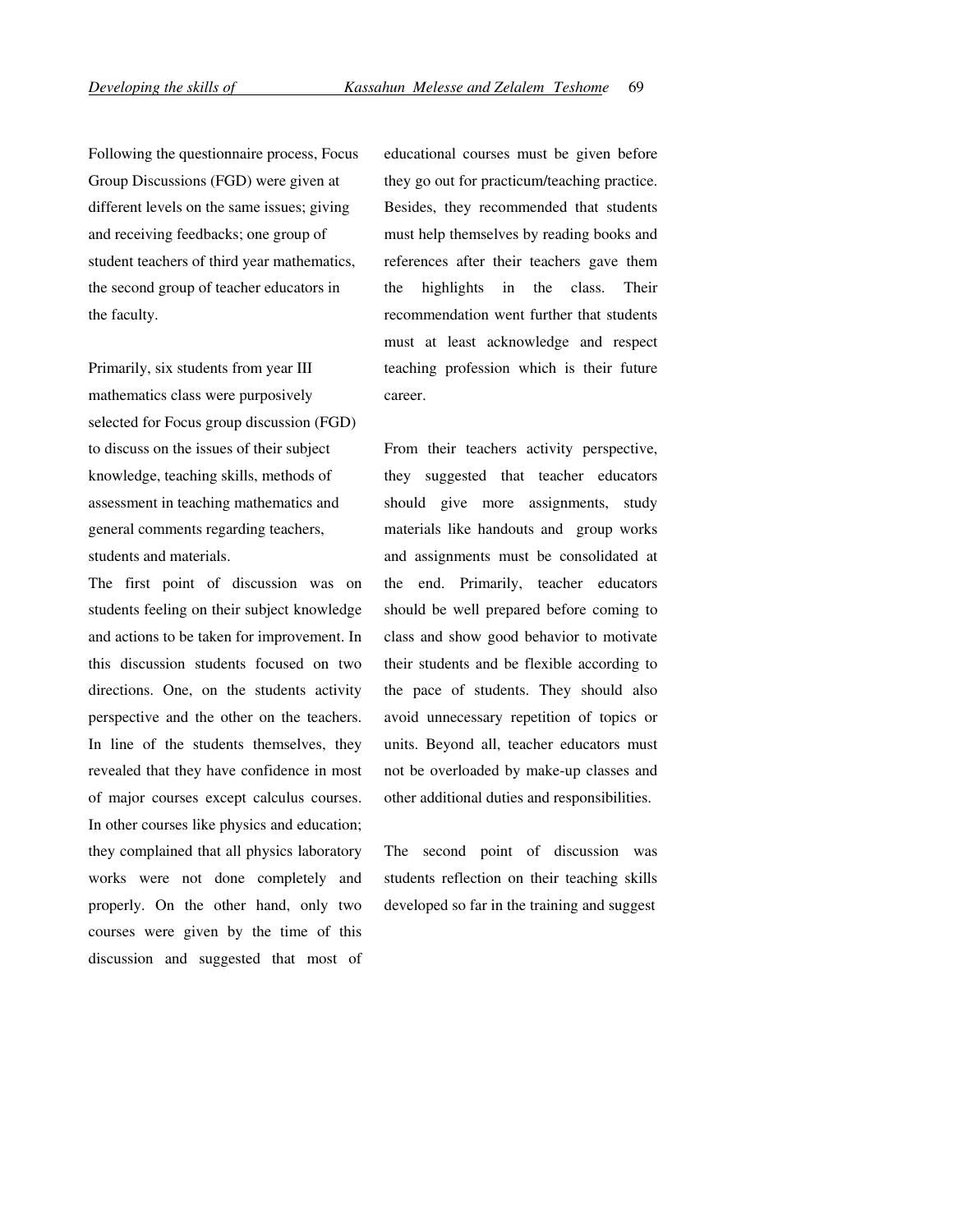Following the questionnaire process, Focus Group Discussions (FGD) were given at different levels on the same issues; giving and receiving feedbacks; one group of student teachers of third year mathematics, the second group of teacher educators in the faculty.

Primarily, six students from year III mathematics class were purposively selected for Focus group discussion (FGD) to discuss on the issues of their subject knowledge, teaching skills, methods of assessment in teaching mathematics and general comments regarding teachers, students and materials.

The first point of discussion was on students feeling on their subject knowledge and actions to be taken for improvement. In this discussion students focused on two directions. One, on the students activity perspective and the other on the teachers. In line of the students themselves, they revealed that they have confidence in most of major courses except calculus courses. In other courses like physics and education; they complained that all physics laboratory works were not done completely and properly. On the other hand, only two courses were given by the time of this discussion and suggested that most of educational courses must be given before they go out for practicum/teaching practice. Besides, they recommended that students must help themselves by reading books and references after their teachers gave them the highlights in the class. Their recommendation went further that students must at least acknowledge and respect teaching profession which is their future career.

From their teachers activity perspective, they suggested that teacher educators should give more assignments, study materials like handouts and group works and assignments must be consolidated at the end. Primarily, teacher educators should be well prepared before coming to class and show good behavior to motivate their students and be flexible according to the pace of students. They should also avoid unnecessary repetition of topics or units. Beyond all, teacher educators must not be overloaded by make-up classes and other additional duties and responsibilities.

The second point of discussion was students reflection on their teaching skills developed so far in the training and suggest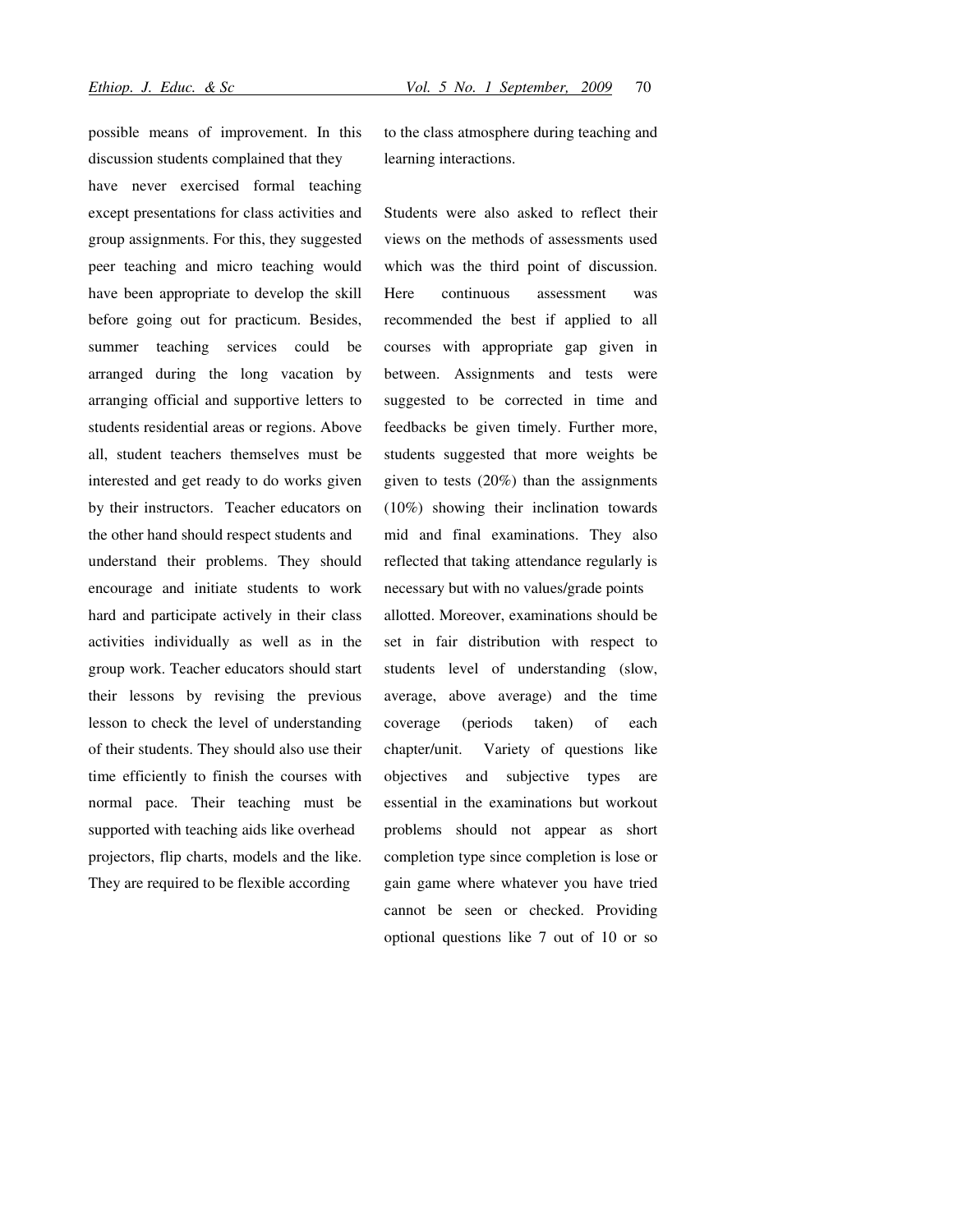possible means of improvement. In this discussion students complained that they have never exercised formal teaching except presentations for class activities and group assignments. For this, they suggested peer teaching and micro teaching would have been appropriate to develop the skill before going out for practicum. Besides, summer teaching services could be arranged during the long vacation by arranging official and supportive letters to students residential areas or regions. Above all, student teachers themselves must be interested and get ready to do works given by their instructors. Teacher educators on the other hand should respect students and understand their problems. They should encourage and initiate students to work hard and participate actively in their class activities individually as well as in the group work. Teacher educators should start their lessons by revising the previous lesson to check the level of understanding of their students. They should also use their time efficiently to finish the courses with normal pace. Their teaching must be supported with teaching aids like overhead projectors, flip charts, models and the like. They are required to be flexible according to the class atmosphere during teaching and learning interactions.

Students were also asked to reflect their views on the methods of assessments used which was the third point of discussion. Here continuous assessment was recommended the best if applied to all courses with appropriate gap given in between. Assignments and tests were suggested to be corrected in time and feedbacks be given timely. Further more, students suggested that more weights be given to tests (20%) than the assignments (10%) showing their inclination towards mid and final examinations. They also reflected that taking attendance regularly is necessary but with no values/grade points allotted. Moreover, examinations should be set in fair distribution with respect to students level of understanding (slow, average, above average) and the time coverage (periods taken) of each chapter/unit. Variety of questions like objectives and subjective types are essential in the examinations but workout problems should not appear as short completion type since completion is lose or gain game where whatever you have tried cannot be seen or checked. Providing optional questions like 7 out of 10 or so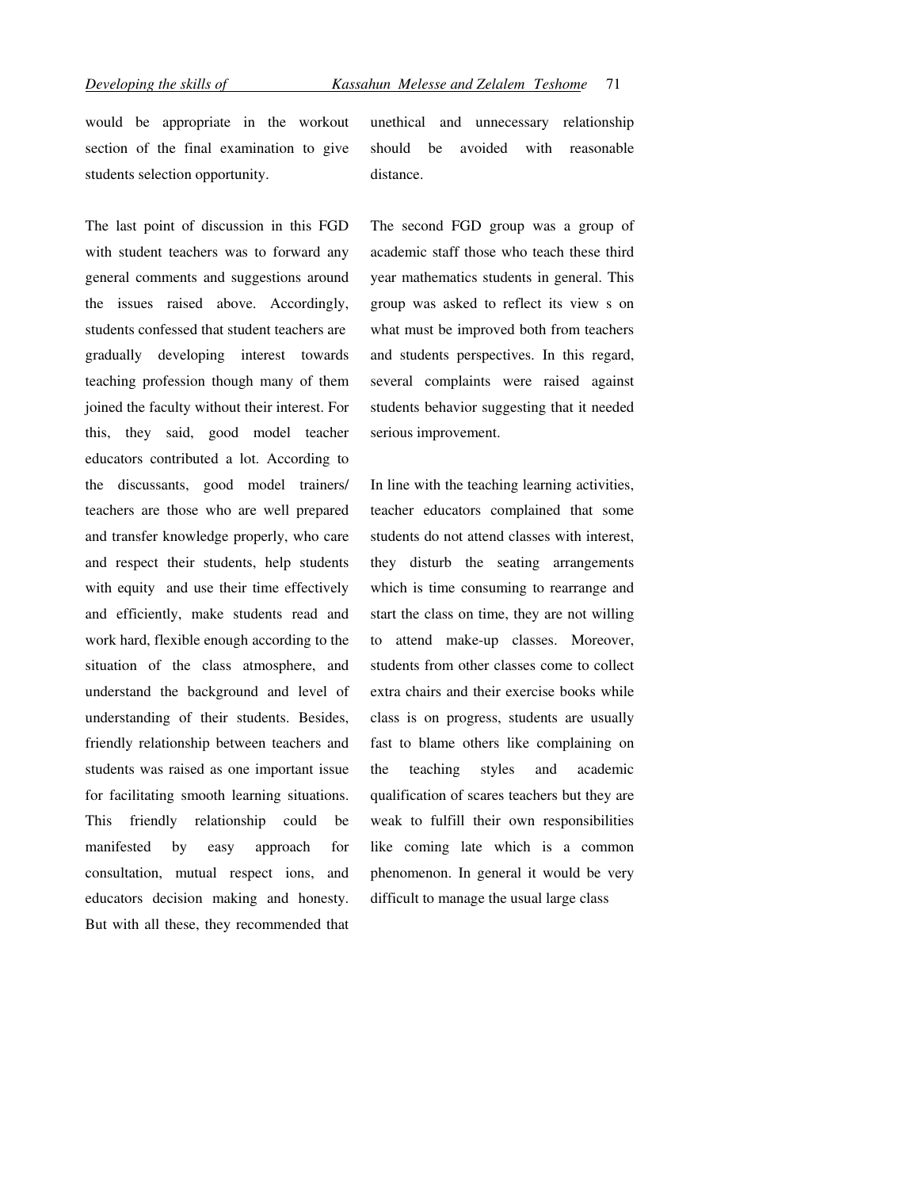would be appropriate in the workout section of the final examination to give students selection opportunity.

The last point of discussion in this FGD with student teachers was to forward any general comments and suggestions around the issues raised above. Accordingly, students confessed that student teachers are gradually developing interest towards teaching profession though many of them joined the faculty without their interest. For this, they said, good model teacher educators contributed a lot. According to the discussants, good model trainers/ teachers are those who are well prepared and transfer knowledge properly, who care and respect their students, help students with equity and use their time effectively and efficiently, make students read and work hard, flexible enough according to the situation of the class atmosphere, and understand the background and level of understanding of their students. Besides, friendly relationship between teachers and students was raised as one important issue for facilitating smooth learning situations. This friendly relationship could be manifested by easy approach for consultation, mutual respect ions, and educators decision making and honesty. But with all these, they recommended that unethical and unnecessary relationship should be avoided with reasonable distance.

The second FGD group was a group of academic staff those who teach these third year mathematics students in general. This group was asked to reflect its view s on what must be improved both from teachers and students perspectives. In this regard, several complaints were raised against students behavior suggesting that it needed serious improvement.

In line with the teaching learning activities, teacher educators complained that some students do not attend classes with interest, they disturb the seating arrangements which is time consuming to rearrange and start the class on time, they are not willing to attend make-up classes. Moreover, students from other classes come to collect extra chairs and their exercise books while class is on progress, students are usually fast to blame others like complaining on the teaching styles and academic qualification of scares teachers but they are weak to fulfill their own responsibilities like coming late which is a common phenomenon. In general it would be very difficult to manage the usual large class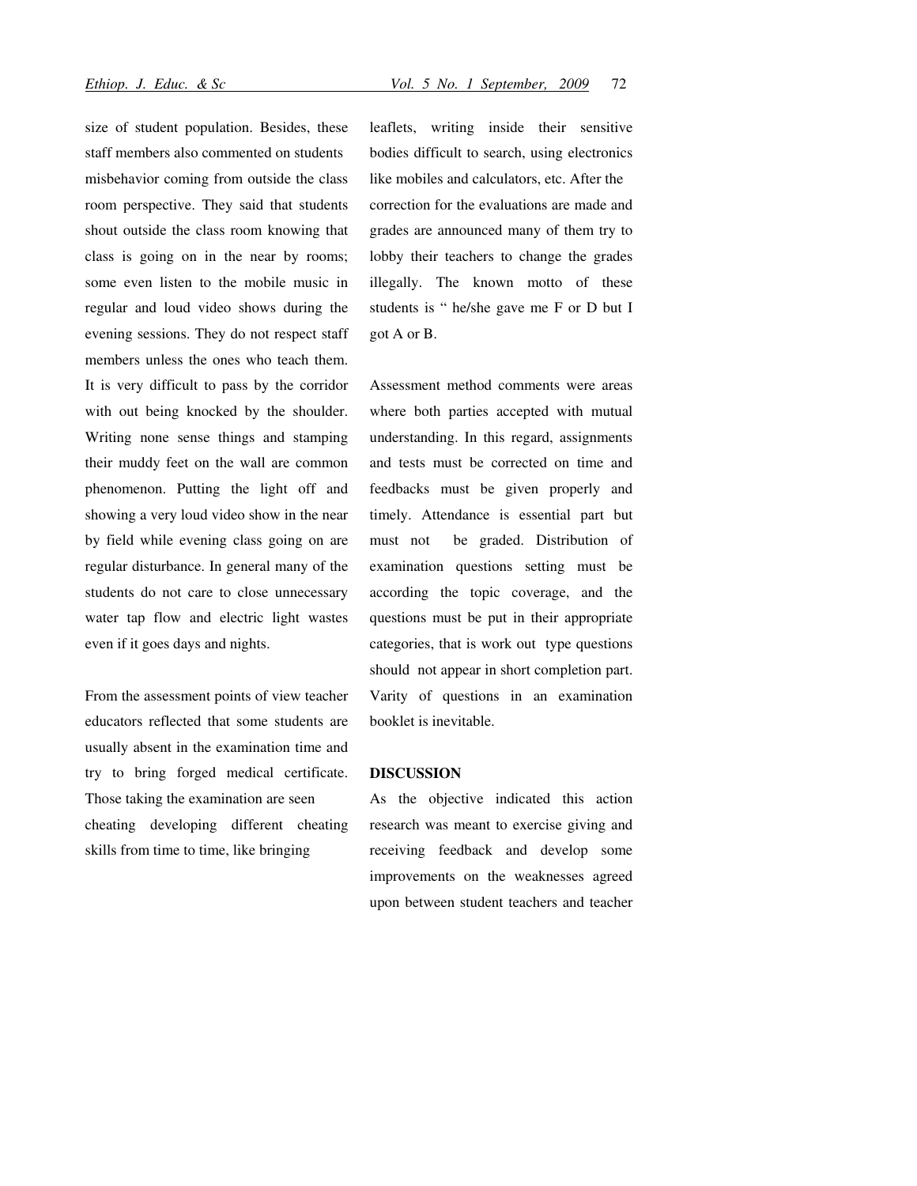size of student population. Besides, these staff members also commented on students misbehavior coming from outside the class room perspective. They said that students shout outside the class room knowing that class is going on in the near by rooms; some even listen to the mobile music in regular and loud video shows during the evening sessions. They do not respect staff members unless the ones who teach them. It is very difficult to pass by the corridor with out being knocked by the shoulder. Writing none sense things and stamping their muddy feet on the wall are common phenomenon. Putting the light off and showing a very loud video show in the near by field while evening class going on are regular disturbance. In general many of the students do not care to close unnecessary water tap flow and electric light wastes even if it goes days and nights.

From the assessment points of view teacher educators reflected that some students are usually absent in the examination time and try to bring forged medical certificate. Those taking the examination are seen cheating developing different cheating skills from time to time, like bringing leaflets, writing inside their sensitive bodies difficult to search, using electronics like mobiles and calculators, etc. After the correction for the evaluations are made and grades are announced many of them try to lobby their teachers to change the grades illegally. The known motto of these students is " he/she gave me F or D but I got A or B.

Assessment method comments were areas where both parties accepted with mutual understanding. In this regard, assignments and tests must be corrected on time and feedbacks must be given properly and timely. Attendance is essential part but must not be graded. Distribution of examination questions setting must be according the topic coverage, and the questions must be put in their appropriate categories, that is work out type questions should not appear in short completion part. Varity of questions in an examination booklet is inevitable.

## DISCUSSION

As the objective indicated this action research was meant to exercise giving and receiving feedback and develop some improvements on the weaknesses agreed upon between student teachers and teacher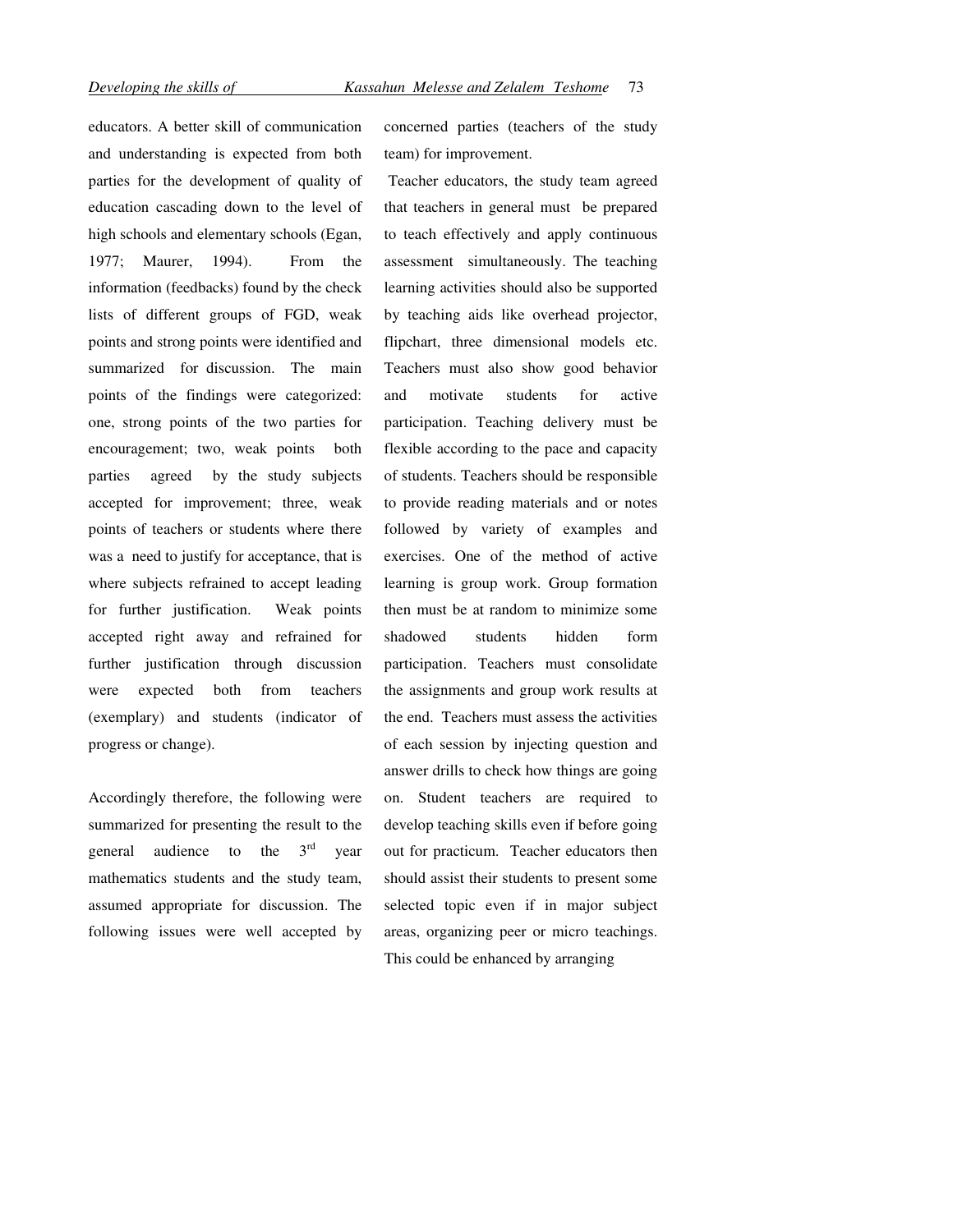educators. A better skill of communication and understanding is expected from both parties for the development of quality of education cascading down to the level of high schools and elementary schools (Egan, 1977; Maurer, 1994). From the information (feedbacks) found by the check lists of different groups of FGD, weak points and strong points were identified and summarized for discussion. The main points of the findings were categorized: one, strong points of the two parties for encouragement; two, weak points both parties agreed by the study subjects accepted for improvement; three, weak points of teachers or students where there was a need to justify for acceptance, that is where subjects refrained to accept leading for further justification. Weak points accepted right away and refrained for further justification through discussion were expected both from teachers (exemplary) and students (indicator of progress or change).

Accordingly therefore, the following were summarized for presenting the result to the general audience to the 3rd year mathematics students and the study team, assumed appropriate for discussion. The following issues were well accepted by concerned parties (teachers of the study team) for improvement.

Teacher educators, the study team agreed that teachers in general must be prepared to teach effectively and apply continuous assessment simultaneously. The teaching learning activities should also be supported by teaching aids like overhead projector, flipchart, three dimensional models etc. Teachers must also show good behavior and motivate students for active participation. Teaching delivery must be flexible according to the pace and capacity of students. Teachers should be responsible to provide reading materials and or notes followed by variety of examples and exercises. One of the method of active learning is group work. Group formation then must be at random to minimize some shadowed students hidden form participation. Teachers must consolidate the assignments and group work results at the end. Teachers must assess the activities of each session by injecting question and answer drills to check how things are going on. Student teachers are required to develop teaching skills even if before going out for practicum. Teacher educators then should assist their students to present some selected topic even if in major subject areas, organizing peer or micro teachings. This could be enhanced by arranging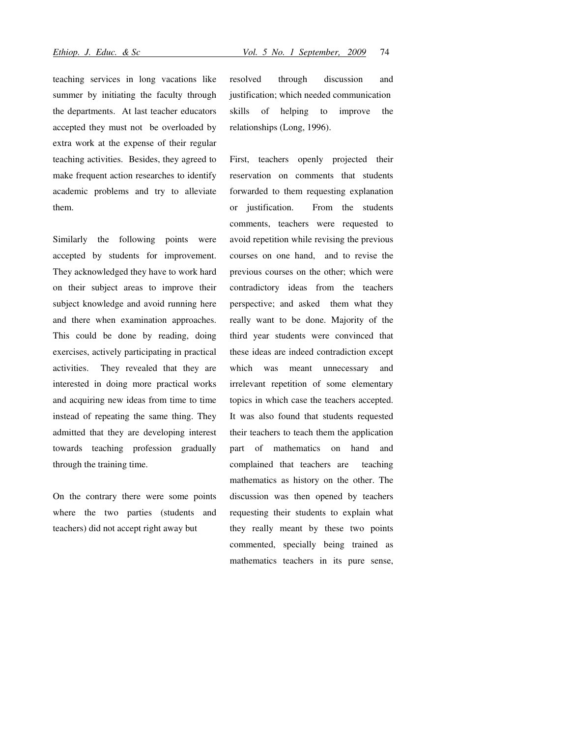teaching services in long vacations like summer by initiating the faculty through the departments. At last teacher educators accepted they must not be overloaded by extra work at the expense of their regular teaching activities. Besides, they agreed to make frequent action researches to identify academic problems and try to alleviate them.

Similarly the following points were accepted by students for improvement. They acknowledged they have to work hard on their subject areas to improve their subject knowledge and avoid running here and there when examination approaches. This could be done by reading, doing exercises, actively participating in practical activities. They revealed that they are interested in doing more practical works and acquiring new ideas from time to time instead of repeating the same thing. They admitted that they are developing interest towards teaching profession gradually through the training time.

On the contrary there were some points where the two parties (students and teachers) did not accept right away but resolved through discussion and justification; which needed communication skills of helping to improve the relationships (Long, 1996).

First, teachers openly projected their reservation on comments that students forwarded to them requesting explanation or justification. From the students comments, teachers were requested to avoid repetition while revising the previous courses on one hand, and to revise the previous courses on the other; which were contradictory ideas from the teachers perspective; and asked them what they really want to be done. Majority of the third year students were convinced that these ideas are indeed contradiction except which was meant unnecessary and irrelevant repetition of some elementary topics in which case the teachers accepted. It was also found that students requested their teachers to teach them the application part of mathematics on hand and complained that teachers are teaching mathematics as history on the other. The discussion was then opened by teachers requesting their students to explain what they really meant by these two points commented, specially being trained as mathematics teachers in its pure sense,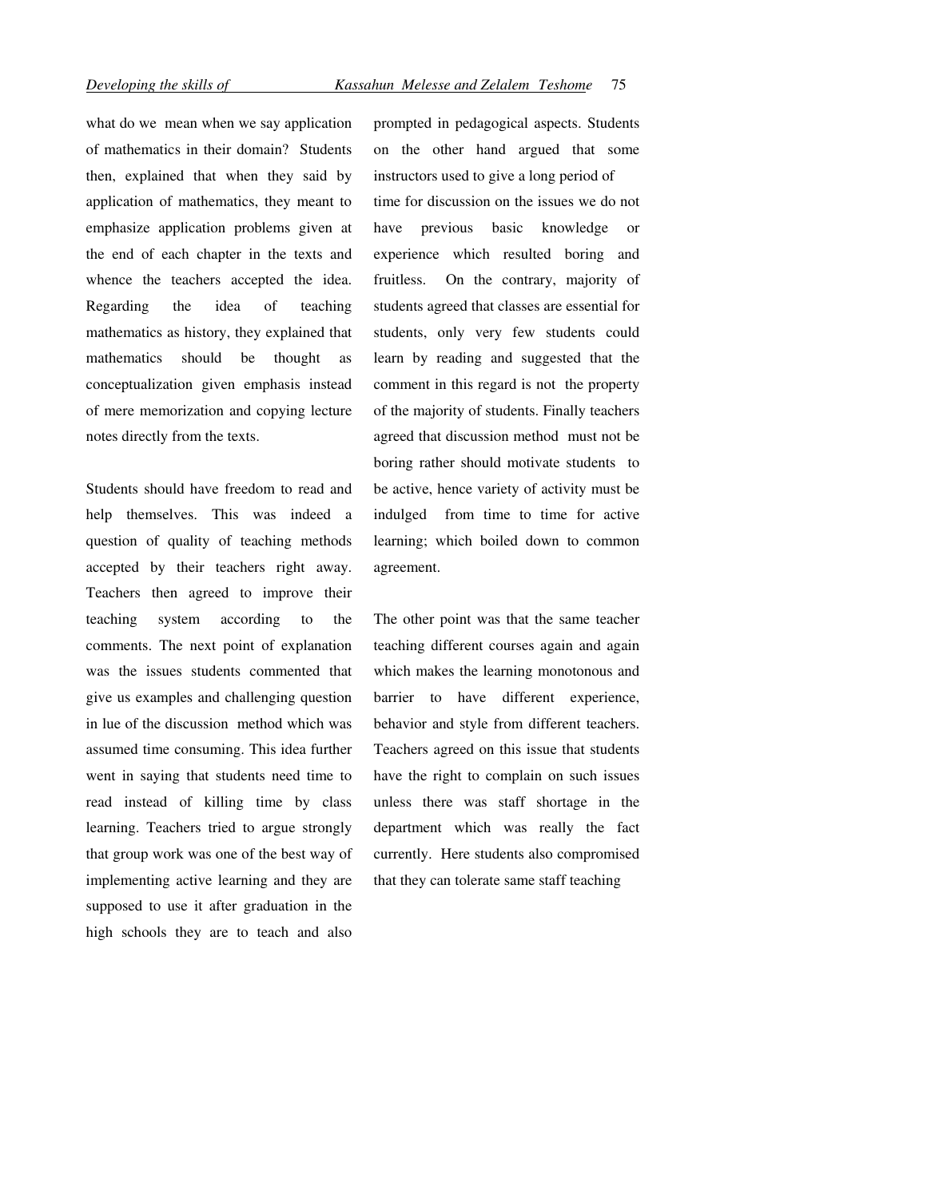what do we mean when we say application of mathematics in their domain? Students then, explained that when they said by application of mathematics, they meant to emphasize application problems given at the end of each chapter in the texts and whence the teachers accepted the idea. Regarding the idea of teaching mathematics as history, they explained that mathematics should be thought as conceptualization given emphasis instead of mere memorization and copying lecture notes directly from the texts.

Students should have freedom to read and help themselves. This was indeed a question of quality of teaching methods accepted by their teachers right away. Teachers then agreed to improve their teaching system according to the comments. The next point of explanation was the issues students commented that give us examples and challenging question in lue of the discussion method which was assumed time consuming. This idea further went in saying that students need time to read instead of killing time by class learning. Teachers tried to argue strongly that group work was one of the best way of implementing active learning and they are supposed to use it after graduation in the high schools they are to teach and also prompted in pedagogical aspects. Students on the other hand argued that some instructors used to give a long period of time for discussion on the issues we do not have previous basic knowledge or experience which resulted boring and fruitless. On the contrary, majority of students agreed that classes are essential for students, only very few students could learn by reading and suggested that the comment in this regard is not the property of the majority of students. Finally teachers agreed that discussion method must not be boring rather should motivate students to be active, hence variety of activity must be indulged from time to time for active learning; which boiled down to common agreement.

The other point was that the same teacher teaching different courses again and again which makes the learning monotonous and barrier to have different experience, behavior and style from different teachers. Teachers agreed on this issue that students have the right to complain on such issues unless there was staff shortage in the department which was really the fact currently. Here students also compromised that they can tolerate same staff teaching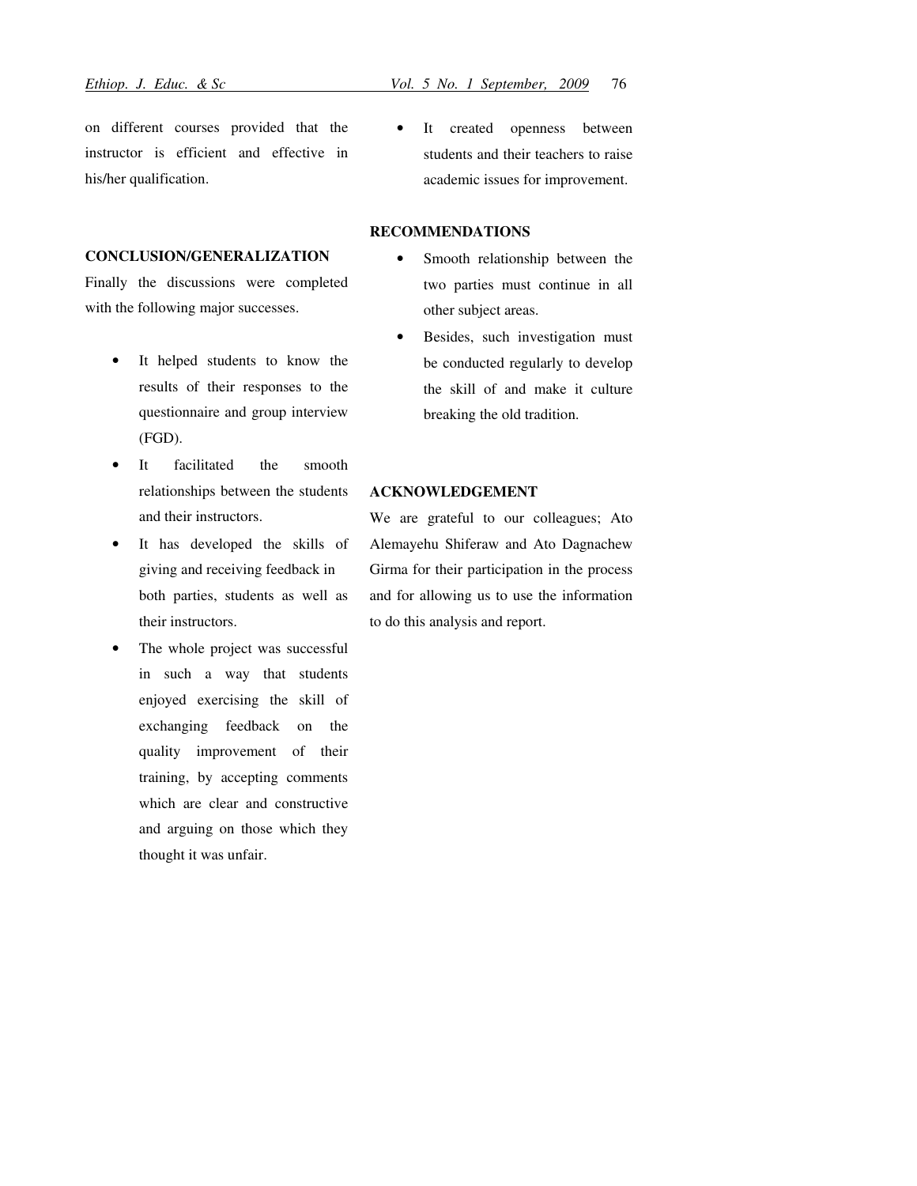on different courses provided that the instructor is efficient and effective in his/her qualification.

## CONCLUSION/GENERALIZATION

Finally the discussions were completed with the following major successes.

- It helped students to know the results of their responses to the questionnaire and group interview (FGD).
- It facilitated the smooth relationships between the students and their instructors.
- It has developed the skills of giving and receiving feedback in both parties, students as well as their instructors.
- The whole project was successful in such a way that students enjoyed exercising the skill of exchanging feedback on the quality improvement of their training, by accepting comments which are clear and constructive and arguing on those which they thought it was unfair.
- It created openness between students and their teachers to raise academic issues for improvement.

## RECOMMENDATIONS

- Smooth relationship between the two parties must continue in all other subject areas.
- Besides, such investigation must be conducted regularly to develop the skill of and make it culture breaking the old tradition.

## ACKNOWLEDGEMENT

We are grateful to our colleagues; Ato Alemayehu Shiferaw and Ato Dagnachew Girma for their participation in the process and for allowing us to use the information to do this analysis and report.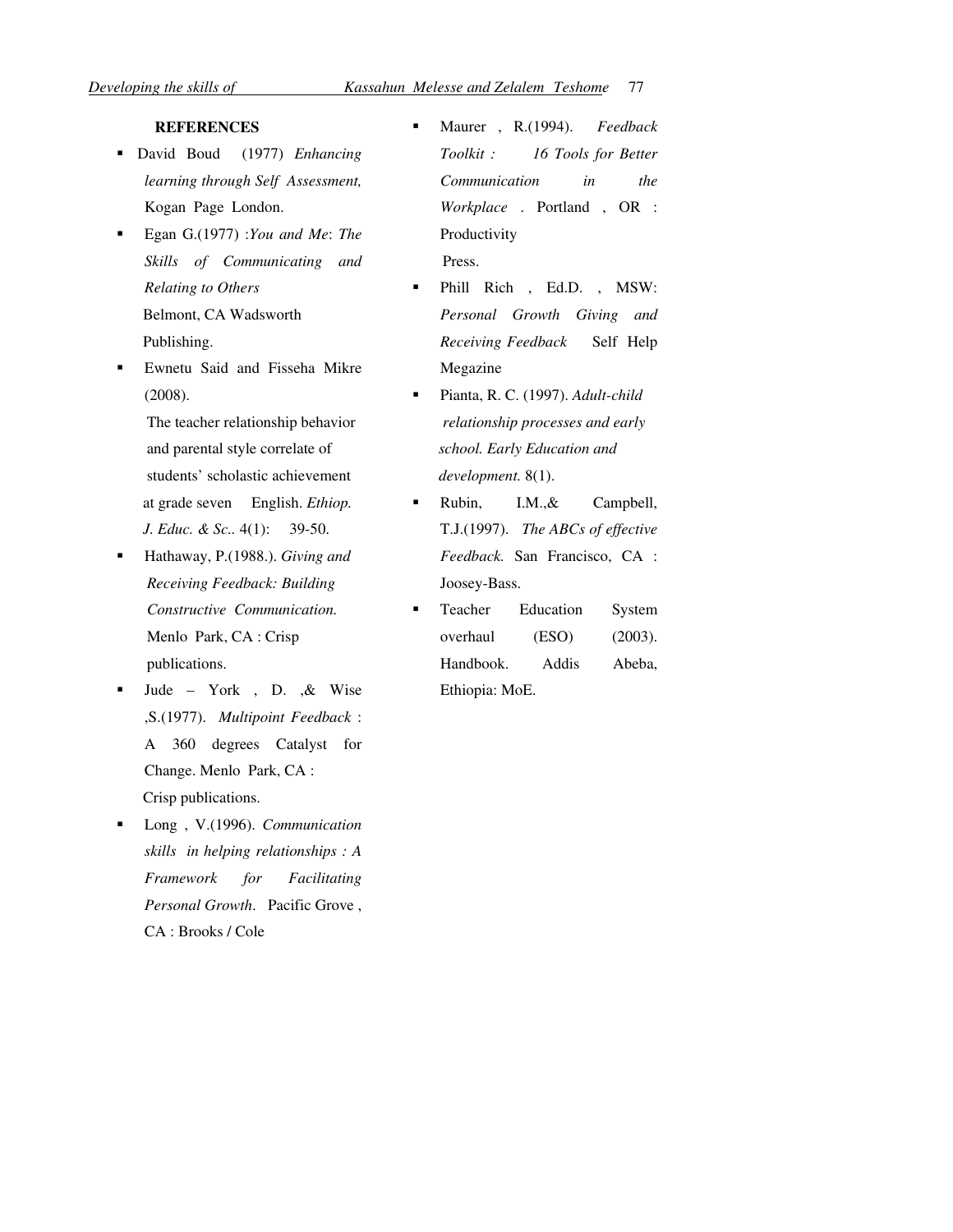## REFERENCES

- David Boud (1977) *Enhancing learning through Self Assessment,* Kogan Page London.
- Egan G.(1977) :*You and Me*: *The Skills of Communicating and Relating to Others* Belmont, CA Wadsworth Publishing.
- Ewnetu Said and Fisseha Mikre (2008). The teacher relationship behavior and parental style correlate of students' scholastic achievement at grade seven English. *Ethiop. J. Educ. & Sc.*. 4(1): 39-50.
- Hathaway, P.(1988.). *Giving and Receiving Feedback: Building Constructive Communication.* Menlo Park, CA : Crisp publications.
- Jude – York , D. ,& Wise ,S.(1977). *Multipoint Feedback* : A 360 degrees Catalyst for Change. Menlo Park, CA : Crisp publications.
- Long , V.(1996). *Communication skills in helping relationships : A Framework for Facilitating Personal Growth*. Pacific Grove , CA : Brooks / Cole
- Maurer , R.(1994). *Feedback Toolkit : 16 Tools for Better Communication in the Workplace* . Portland , OR : Productivity Press.
- Phill Rich , Ed.D. , MSW: *Personal Growth Giving and Receiving Feedback* Self Help Megazine
- Pianta, R. C. (1997). *Adult-child relationship processes and early school. Early Education and development.* 8(1).
- Rubin, I.M.,& Campbell, T.J.(1997). *The ABCs of effective Feedback.* San Francisco, CA : Joosey-Bass.
- Teacher Education System overhaul (ESO) (2003). Handbook. Addis Abeba, Ethiopia: MoE.